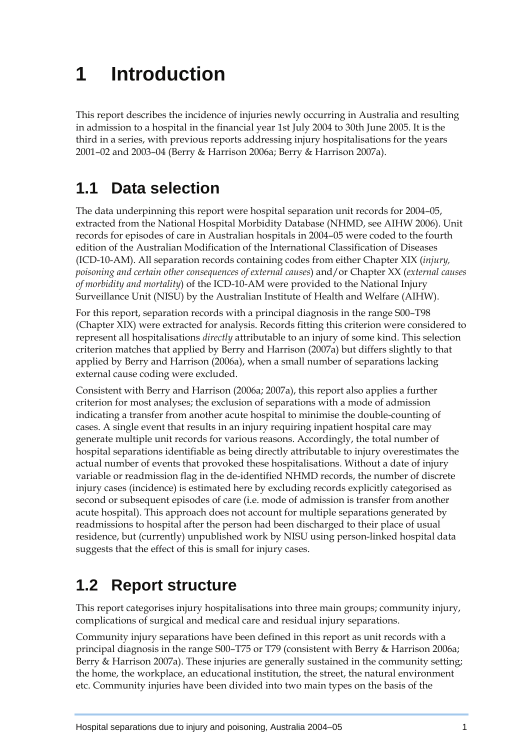# 1 Introduction

This report describes the incidence of injuries newly occurring in Australia and resulting in admission to a hospital in the financial year 1st July 2004 to 30th June 2005. It is the third in a series, with previous reports addressing injury hospitalisations for the years 2001–02 and 2003–04 (Berry & Harrison 2006a; Berry & Harrison 2007a).

## 1.1 Data selection

The data underpinning this report were hospital separation unit records for 2004–05, extracted from the National Hospital Morbidity Database (NHMD, see AIHW 2006). Unit records for episodes of care in Australian hospitals in 2004–05 were coded to the fourth edition of the Australian Modification of the International Classification of Diseases (ICD-10-AM). All separation records containing codes from either Chapter XIX (*injury, poisoning and certain other consequences of external causes*) and/or Chapter XX (*external causes of morbidity and mortality*) of the ICD-10-AM were provided to the National Injury Surveillance Unit (NISU) by the Australian Institute of Health and Welfare (AIHW).

For this report, separation records with a principal diagnosis in the range S00–T98 (Chapter XIX) were extracted for analysis. Records fitting this criterion were considered to represent all hospitalisations *directly* attributable to an injury of some kind. This selection criterion matches that applied by Berry and Harrison (2007a) but differs slightly to that applied by Berry and Harrison (2006a), when a small number of separations lacking external cause coding were excluded.

Consistent with Berry and Harrison (2006a; 2007a), this report also applies a further criterion for most analyses; the exclusion of separations with a mode of admission indicating a transfer from another acute hospital to minimise the double-counting of cases. A single event that results in an injury requiring inpatient hospital care may generate multiple unit records for various reasons. Accordingly, the total number of hospital separations identifiable as being directly attributable to injury overestimates the actual number of events that provoked these hospitalisations. Without a date of injury variable or readmission flag in the de-identified NHMD records, the number of discrete injury cases (incidence) is estimated here by excluding records explicitly categorised as second or subsequent episodes of care (i.e. mode of admission is transfer from another acute hospital). This approach does not account for multiple separations generated by readmissions to hospital after the person had been discharged to their place of usual residence, but (currently) unpublished work by NISU using person-linked hospital data suggests that the effect of this is small for injury cases.

## 1.2 Report structure

This report categorises injury hospitalisations into three main groups; community injury, complications of surgical and medical care and residual injury separations.

Community injury separations have been defined in this report as unit records with a principal diagnosis in the range S00–T75 or T79 (consistent with Berry & Harrison 2006a; Berry & Harrison 2007a). These injuries are generally sustained in the community setting; the home, the workplace, an educational institution, the street, the natural environment etc. Community injuries have been divided into two main types on the basis of the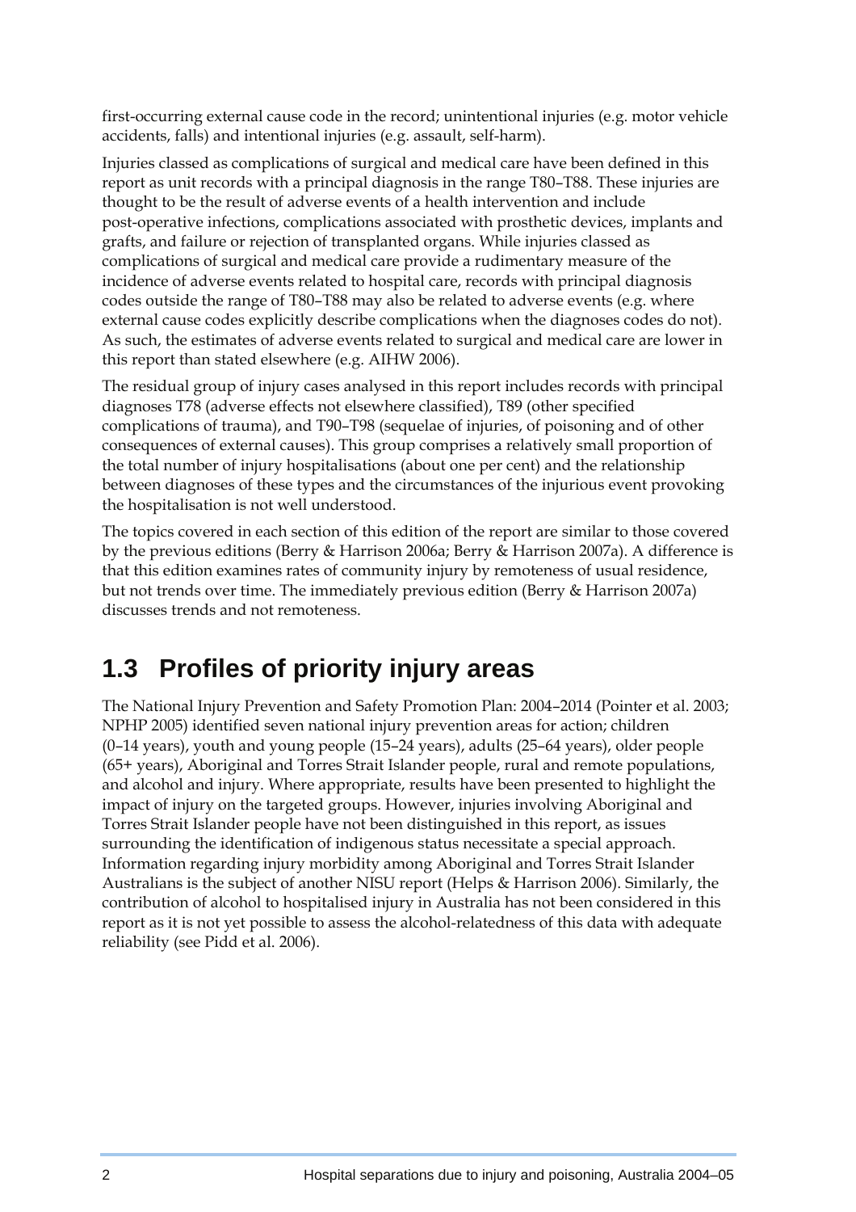first-occurring external cause code in the record; unintentional injuries (e.g. motor vehicle accidents, falls) and intentional injuries (e.g. assault, self-harm).

Injuries classed as complications of surgical and medical care have been defined in this report as unit records with a principal diagnosis in the range T80–T88. These injuries are thought to be the result of adverse events of a health intervention and include post-operative infections, complications associated with prosthetic devices, implants and grafts, and failure or rejection of transplanted organs. While injuries classed as complications of surgical and medical care provide a rudimentary measure of the incidence of adverse events related to hospital care, records with principal diagnosis codes outside the range of T80–T88 may also be related to adverse events (e.g. where external cause codes explicitly describe complications when the diagnoses codes do not). As such, the estimates of adverse events related to surgical and medical care are lower in this report than stated elsewhere (e.g. AIHW 2006).

The residual group of injury cases analysed in this report includes records with principal diagnoses T78 (adverse effects not elsewhere classified), T89 (other specified complications of trauma), and T90–T98 (sequelae of injuries, of poisoning and of other consequences of external causes). This group comprises a relatively small proportion of the total number of injury hospitalisations (about one per cent) and the relationship between diagnoses of these types and the circumstances of the injurious event provoking the hospitalisation is not well understood.

The topics covered in each section of this edition of the report are similar to those covered by the previous editions (Berry & Harrison 2006a; Berry & Harrison 2007a). A difference is that this edition examines rates of community injury by remoteness of usual residence, but not trends over time. The immediately previous edition (Berry & Harrison 2007a) discusses trends and not remoteness.

## 1.3 Profiles of priority injury areas

The National Injury Prevention and Safety Promotion Plan: 2004–2014 (Pointer et al. 2003; NPHP 2005) identified seven national injury prevention areas for action; children (0–14 years), youth and young people (15–24 years), adults (25–64 years), older people (65+ years), Aboriginal and Torres Strait Islander people, rural and remote populations, and alcohol and injury. Where appropriate, results have been presented to highlight the impact of injury on the targeted groups. However, injuries involving Aboriginal and Torres Strait Islander people have not been distinguished in this report, as issues surrounding the identification of indigenous status necessitate a special approach. Information regarding injury morbidity among Aboriginal and Torres Strait Islander Australians is the subject of another NISU report (Helps & Harrison 2006). Similarly, the contribution of alcohol to hospitalised injury in Australia has not been considered in this report as it is not yet possible to assess the alcohol-relatedness of this data with adequate reliability (see Pidd et al. 2006).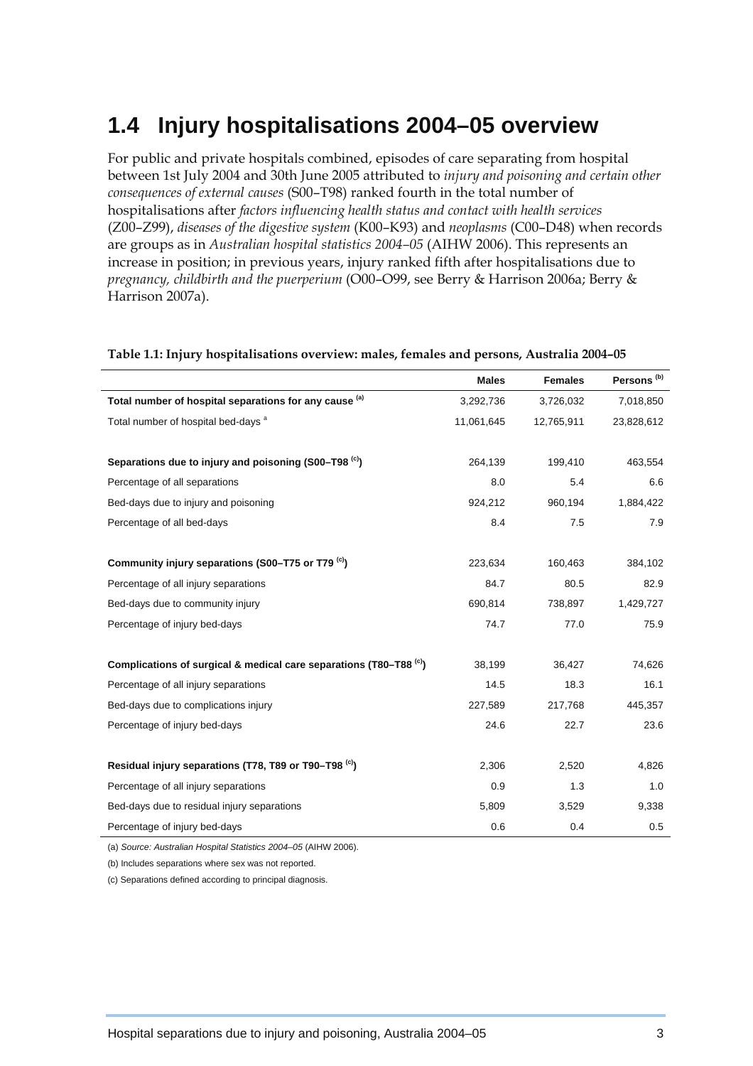## 1.4 Injury hospitalisations 2004–05 overview

For public and private hospitals combined, episodes of care separating from hospital between 1st July 2004 and 30th June 2005 attributed to *injury and poisoning and certain other consequences of external causes* (S00–T98) ranked fourth in the total number of hospitalisations after *factors influencing health status and contact with health services* (Z00–Z99), *diseases of the digestive system* (K00–K93) and *neoplasms* (C00–D48) when records are groups as in *Australian hospital statistics 2004–05* (AIHW 2006). This represents an increase in position; in previous years, injury ranked fifth after hospitalisations due to *pregnancy, childbirth and the puerperium* (O00–O99, see Berry & Harrison 2006a; Berry & Harrison 2007a).

**Table 1.1: Injury hospitalisations overview: males, females and persons, Australia 2004–05**

| | Males | Females | Persons [(b)] |
|---|---|---|---|
| **Total number of hospital separations for any cause [(a)]** | 3,292,736 | 3,726,032 | 7,018,850 |
| Total number of hospital bed-days [a] | 11,061,645 | 12,765,911 | 23,828,612 |
| | | | |
| **Separations due to injury and poisoning (S00–T98 [(c)])** | 264,139 | 199,410 | 463,554 |
| Percentage of all separations | 8.0 | 5.4 | 6.6 |
| Bed-days due to injury and poisoning | 924,212 | 960,194 | 1,884,422 |
| Percentage of all bed-days | 8.4 | 7.5 | 7.9 |
| | | | |
| **Community injury separations (S00–T75 or T79 [(c)])** | 223,634 | 160,463 | 384,102 |
| Percentage of all injury separations | 84.7 | 80.5 | 82.9 |
| Bed-days due to community injury | 690,814 | 738,897 | 1,429,727 |
| Percentage of injury bed-days | 74.7 | 77.0 | 75.9 |
| | | | |
| **Complications of surgical & medical care separations (T80–T88 [(c)])** | 38,199 | 36,427 | 74,626 |
| Percentage of all injury separations | 14.5 | 18.3 | 16.1 |
| Bed-days due to complications injury | 227,589 | 217,768 | 445,357 |
| Percentage of injury bed-days | 24.6 | 22.7 | 23.6 |
| | | | |
| **Residual injury separations (T78, T89 or T90–T98 [(c)])** | 2,306 | 2,520 | 4,826 |
| Percentage of all injury separations | 0.9 | 1.3 | 1.0 |
| Bed-days due to residual injury separations | 5,809 | 3,529 | 9,338 |
| Percentage of injury bed-days | 0.6 | 0.4 | 0.5 |

(a) *Source: Australian Hospital Statistics 2004–05* (AIHW 2006).

(b) Includes separations where sex was not reported.

(c) Separations defined according to principal diagnosis.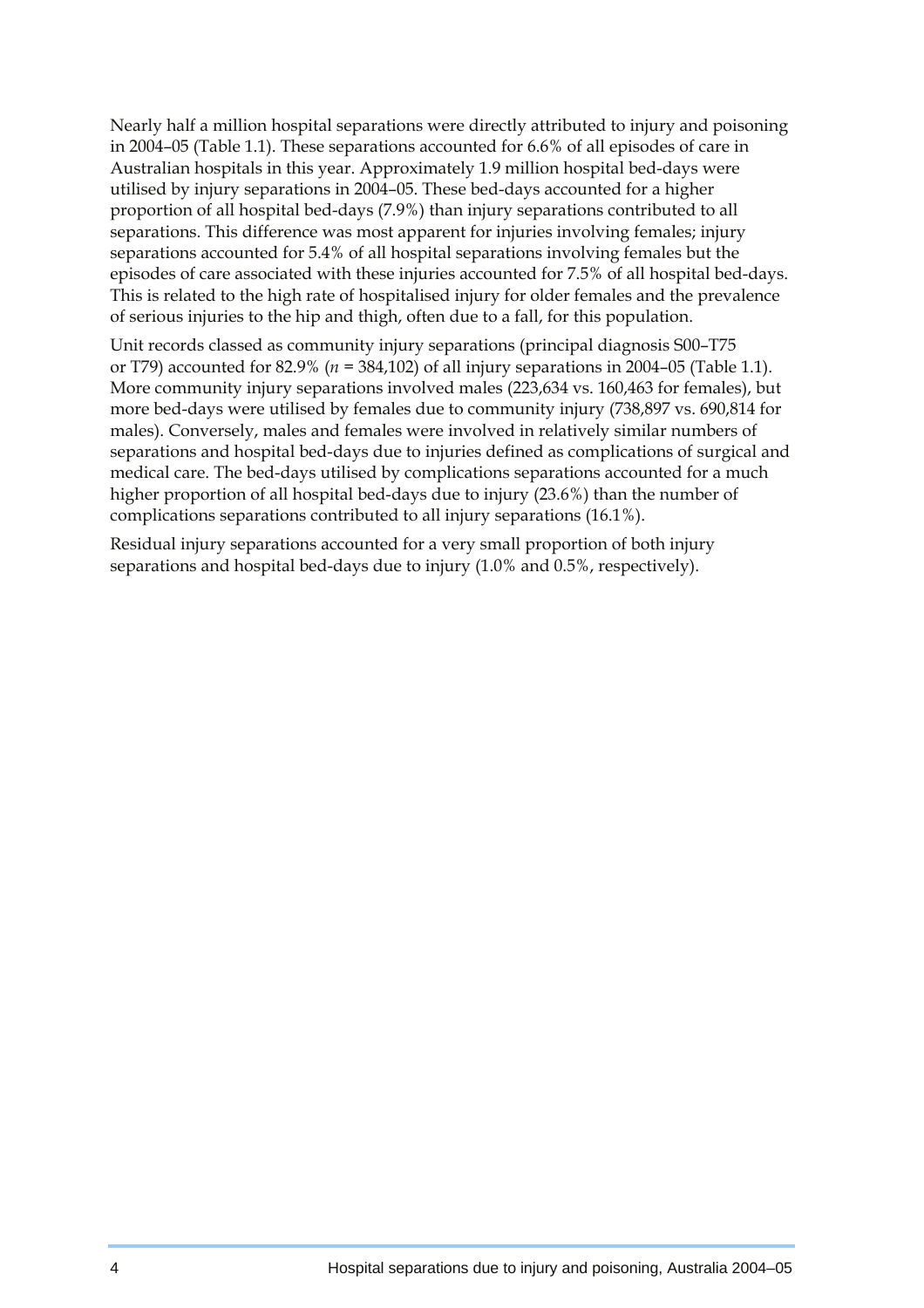Nearly half a million hospital separations were directly attributed to injury and poisoning in 2004–05 (Table 1.1). These separations accounted for 6.6% of all episodes of care in Australian hospitals in this year. Approximately 1.9 million hospital bed-days were utilised by injury separations in 2004–05. These bed-days accounted for a higher proportion of all hospital bed-days (7.9%) than injury separations contributed to all separations. This difference was most apparent for injuries involving females; injury separations accounted for 5.4% of all hospital separations involving females but the episodes of care associated with these injuries accounted for 7.5% of all hospital bed-days. This is related to the high rate of hospitalised injury for older females and the prevalence of serious injuries to the hip and thigh, often due to a fall, for this population.

Unit records classed as community injury separations (principal diagnosis S00–T75 or T79) accounted for 82.9% (*n* = 384,102) of all injury separations in 2004–05 (Table 1.1). More community injury separations involved males (223,634 vs. 160,463 for females), but more bed-days were utilised by females due to community injury (738,897 vs. 690,814 for males). Conversely, males and females were involved in relatively similar numbers of separations and hospital bed-days due to injuries defined as complications of surgical and medical care. The bed-days utilised by complications separations accounted for a much higher proportion of all hospital bed-days due to injury (23.6%) than the number of complications separations contributed to all injury separations (16.1%).

Residual injury separations accounted for a very small proportion of both injury separations and hospital bed-days due to injury (1.0% and 0.5%, respectively).